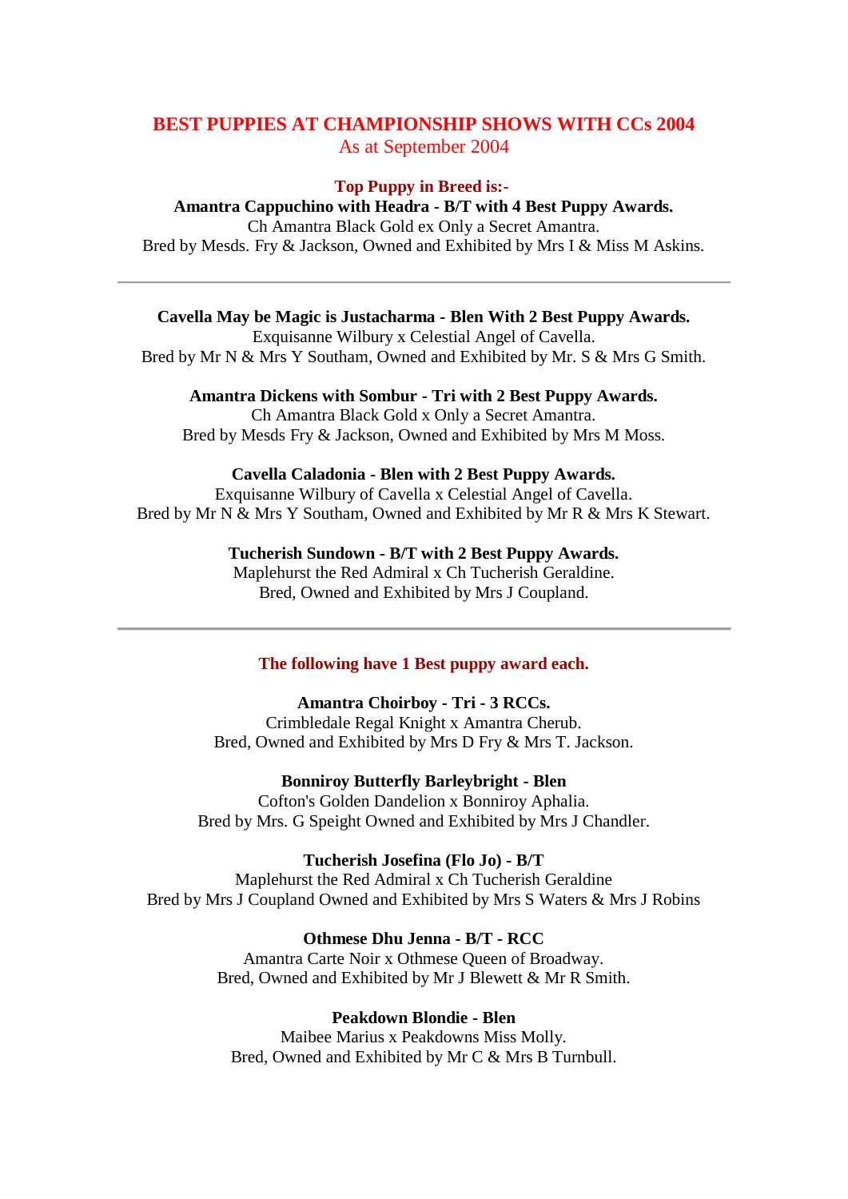## BEST PUPPIES AT CHAMPIONSHIP SHOWS WITH CCs 2004

As at September 2004

### Top Puppy in Breed is:-

**Amantra Cappuchino with Headra - B/T with 4 Best Puppy Awards.**
Ch Amantra Black Gold ex Only a Secret Amantra.
Bred by Mesds. Fry & Jackson, Owned and Exhibited by Mrs I & Miss M Askins.

---

**Cavella May be Magic is Justacharma - Blen With 2 Best Puppy Awards.**
Exquisanne Wilbury x Celestial Angel of Cavella.
Bred by Mr N & Mrs Y Southam, Owned and Exhibited by Mr. S & Mrs G Smith.

**Amantra Dickens with Sombur - Tri with 2 Best Puppy Awards.**
Ch Amantra Black Gold x Only a Secret Amantra.
Bred by Mesds Fry & Jackson, Owned and Exhibited by Mrs M Moss.

**Cavella Caladonia - Blen with 2 Best Puppy Awards.**
Exquisanne Wilbury of Cavella x Celestial Angel of Cavella.
Bred by Mr N & Mrs Y Southam, Owned and Exhibited by Mr R & Mrs K Stewart.

**Tucherish Sundown - B/T with 2 Best Puppy Awards.**
Maplehurst the Red Admiral x Ch Tucherish Geraldine.
Bred, Owned and Exhibited by Mrs J Coupland.

---

### The following have 1 Best puppy award each.

**Amantra Choirboy - Tri - 3 RCCs.**
Crimbledale Regal Knight x Amantra Cherub.
Bred, Owned and Exhibited by Mrs D Fry & Mrs T. Jackson.

**Bonniroy Butterfly Barleybright - Blen**
Cofton's Golden Dandelion x Bonniroy Aphalia.
Bred by Mrs. G Speight Owned and Exhibited by Mrs J Chandler.

**Tucherish Josefina (Flo Jo) - B/T**
Maplehurst the Red Admiral x Ch Tucherish Geraldine
Bred by Mrs J Coupland Owned and Exhibited by Mrs S Waters & Mrs J Robins

**Othmese Dhu Jenna - B/T - RCC**
Amantra Carte Noir x Othmese Queen of Broadway.
Bred, Owned and Exhibited by Mr J Blewett & Mr R Smith.

**Peakdown Blondie - Blen**
Maibee Marius x Peakdowns Miss Molly.
Bred, Owned and Exhibited by Mr C & Mrs B Turnbull.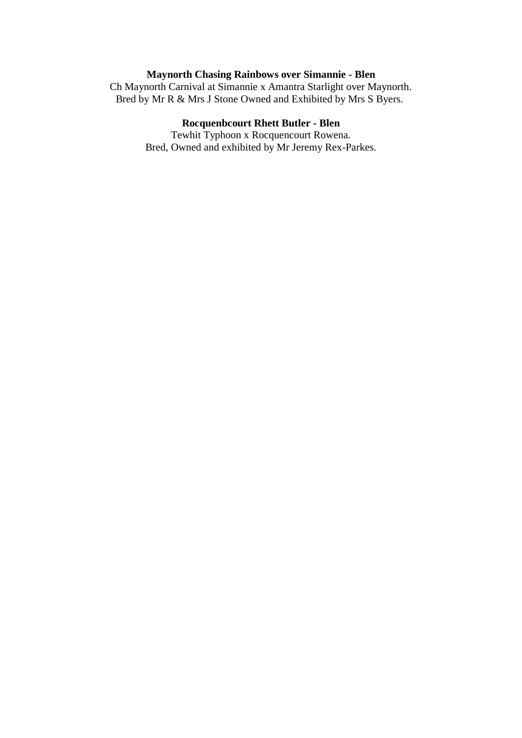**Maynorth Chasing Rainbows over Simannie - Blen**
Ch Maynorth Carnival at Simannie x Amantra Starlight over Maynorth.
Bred by Mr R & Mrs J Stone Owned and Exhibited by Mrs S Byers.

**Rocquenbcourt Rhett Butler - Blen**
Tewhit Typhoon x Rocquencourt Rowena.
Bred, Owned and exhibited by Mr Jeremy Rex-Parkes.